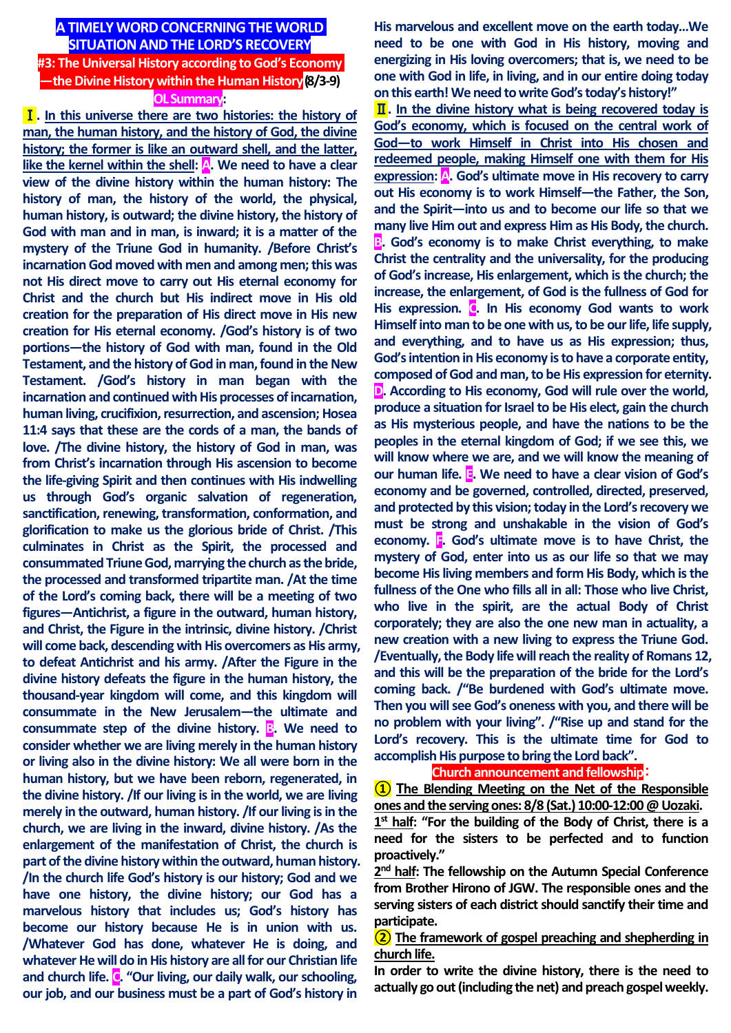# A TIMELY WORD CONCERNING THE WORLD SITUATION AND THE LORD'S RECOVERY

## #3: The Universal History according to God's Economy —the Divine History within the Human History (8/3-9)

### OL Summary:

**Ⅰ. In this universe there are two histories: the history of man, the human history, and the history of God, the divine history; the former is like an outward shell, and the latter, like the kernel within the shell: A. We need to have a clear view of the divine history within the human history: The history of man, the history of the world, the physical, human history, is outward; the divine history, the history of God with man and in man, is inward; it is a matter of the mystery of the Triune God in humanity. /Before Christ's incarnation God moved with men and among men; this was not His direct move to carry out His eternal economy for Christ and the church but His indirect move in His old creation for the preparation of His direct move in His new creation for His eternal economy. /God's history is of two portions—the history of God with man, found in the Old Testament, and the history of God in man, found in the New Testament. /God's history in man began with the incarnation and continued with His processes of incarnation, human living, crucifixion, resurrection, and ascension; Hosea 11:4 says that these are the cords of a man, the bands of love. /The divine history, the history of God in man, was from Christ's incarnation through His ascension to become the life-giving Spirit and then continues with His indwelling us through God's organic salvation of regeneration, sanctification, renewing, transformation, conformation, and glorification to make us the glorious bride of Christ. /This culminates in Christ as the Spirit, the processed and consummated Triune God, marrying the church as the bride, the processed and transformed tripartite man. /At the time of the Lord's coming back, there will be a meeting of two figures—Antichrist, a figure in the outward, human history, and Christ, the Figure in the intrinsic, divine history. /Christ will come back, descending with His overcomers as His army, to defeat Antichrist and his army. /After the Figure in the divine history defeats the figure in the human history, the thousand-year kingdom will come, and this kingdom will consummate in the New Jerusalem—the ultimate and consummate step of the divine history. B. We need to consider whether we are living merely in the human history or living also in the divine history: We all were born in the human history, but we have been reborn, regenerated, in the divine history. /If our living is in the world, we are living merely in the outward, human history. /If our living is in the church, we are living in the inward, divine history. /As the enlargement of the manifestation of Christ, the church is part of the divine history within the outward, human history. /In the church life God's history is our history; God and we have one history, the divine history; our God has a marvelous history that includes us; God's history has become our history because He is in union with us. /Whatever God has done, whatever He is doing, and whatever He will do in His history are all for our Christian life and church life. C. "Our living, our daily walk, our schooling, our job, and our business must be a part of God's history in His marvelous and excellent move on the earth today…We need to be one with God in His history, moving and energizing in His loving overcomers; that is, we need to be one with God in life, in living, and in our entire doing today on this earth! We need to write God's today's history!"**

**Ⅱ. In the divine history what is being recovered today is God's economy, which is focused on the central work of God—to work Himself in Christ into His chosen and redeemed people, making Himself one with them for His expression: A. God's ultimate move in His recovery to carry out His economy is to work Himself—the Father, the Son, and the Spirit—into us and to become our life so that we many live Him out and express Him as His Body, the church. B. God's economy is to make Christ everything, to make Christ the centrality and the universality, for the producing of God's increase, His enlargement, which is the church; the increase, the enlargement, of God is the fullness of God for His expression. C. In His economy God wants to work Himself into man to be one with us, to be our life, life supply, and everything, and to have us as His expression; thus, God's intention in His economy is to have a corporate entity, composed of God and man, to be His expression for eternity. D. According to His economy, God will rule over the world, produce a situation for Israel to be His elect, gain the church as His mysterious people, and have the nations to be the peoples in the eternal kingdom of God; if we see this, we will know where we are, and we will know the meaning of our human life. E. We need to have a clear vision of God's economy and be governed, controlled, directed, preserved, and protected by this vision; today in the Lord's recovery we must be strong and unshakable in the vision of God's economy. F. God's ultimate move is to have Christ, the mystery of God, enter into us as our life so that we may become His living members and form His Body, which is the fullness of the One who fills all in all: Those who live Christ, who live in the spirit, are the actual Body of Christ corporately; they are also the one new man in actuality, a new creation with a new living to express the Triune God. /Eventually, the Body life will reach the reality of Romans 12, and this will be the preparation of the bride for the Lord's coming back. /"Be burdened with God's ultimate move. Then you will see God's oneness with you, and there will be no problem with your living". /"Rise up and stand for the Lord's recovery. This is the ultimate time for God to accomplish His purpose to bring the Lord back".**

### Church announcement and fellowship:

**① The Blending Meeting on the Net of the Responsible ones and the serving ones: 8/8 (Sat.) 10:00-12:00 @ Uozaki.**

**1st half: "For the building of the Body of Christ, there is a need for the sisters to be perfected and to function proactively."**

**2nd half: The fellowship on the Autumn Special Conference from Brother Hirono of JGW. The responsible ones and the serving sisters of each district should sanctify their time and participate.**

**② The framework of gospel preaching and shepherding in church life.**

**In order to write the divine history, there is the need to actually go out (including the net) and preach gospel weekly.**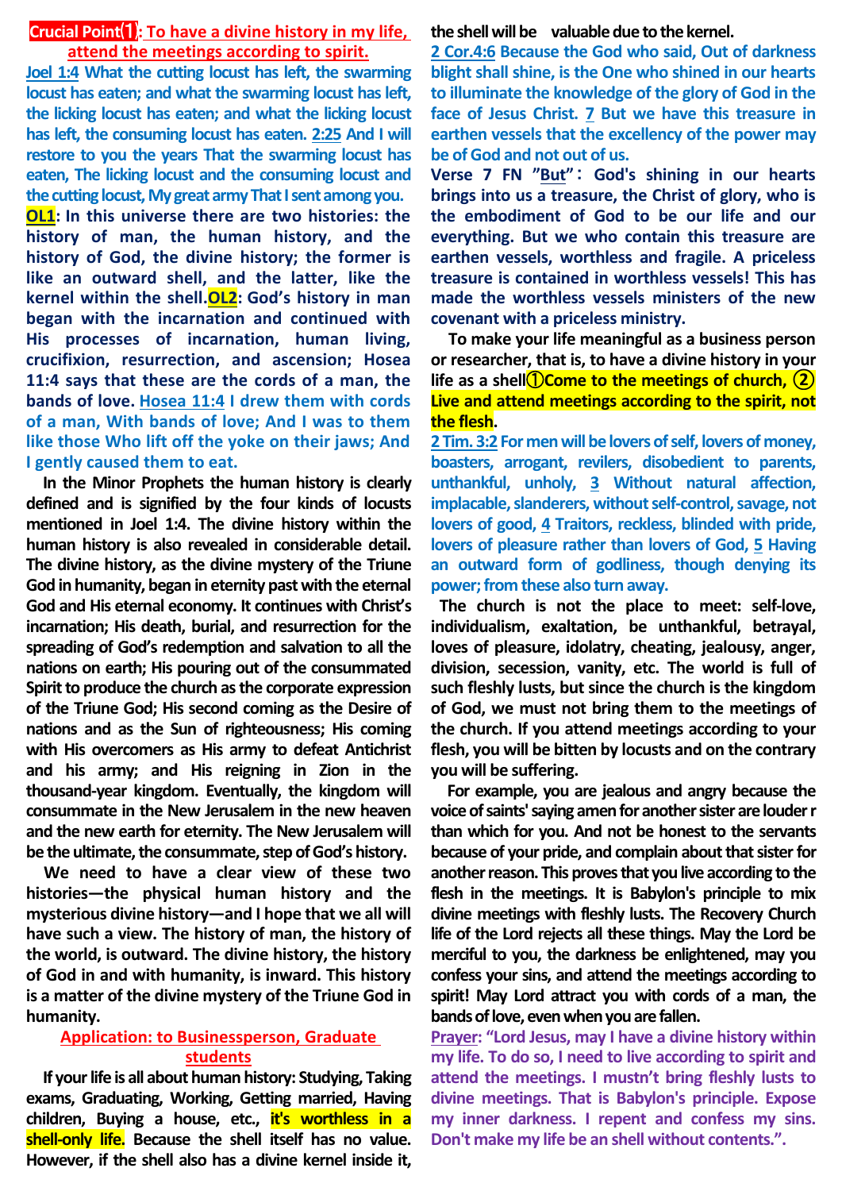## Crucial Point① : To have a divine history in my life, attend the meetings according to spirit.

**Joel 1:4 What the cutting locust has left, the swarming locust has eaten; and what the swarming locust has left, the licking locust has eaten; and what the licking locust has left, the consuming locust has eaten. 2:25 And I will restore to you the years That the swarming locust has eaten, The licking locust and the consuming locust and the cutting locust, My great army That I sent among you.**

**OL1: In this universe there are two histories: the history of man, the human history, and the history of God, the divine history; the former is like an outward shell, and the latter, like the kernel within the shell. OL2: God's history in man began with the incarnation and continued with His processes of incarnation, human living, crucifixion, resurrection, and ascension; Hosea 11:4 says that these are the cords of a man, the bands of love. Hosea 11:4 I drew them with cords of a man, With bands of love; And I was to them like those Who lift off the yoke on their jaws; And I gently caused them to eat.**

In the Minor Prophets the human history is clearly defined and is signified by the four kinds of locusts mentioned in Joel 1:4. The divine history within the human history is also revealed in considerable detail. The divine history, as the divine mystery of the Triune God in humanity, began in eternity past with the eternal God and His eternal economy. It continues with Christ's incarnation; His death, burial, and resurrection for the spreading of God's redemption and salvation to all the nations on earth; His pouring out of the consummated Spirit to produce the church as the corporate expression of the Triune God; His second coming as the Desire of nations and as the Sun of righteousness; His coming with His overcomers as His army to defeat Antichrist and his army; and His reigning in Zion in the thousand-year kingdom. Eventually, the kingdom will consummate in the New Jerusalem in the new heaven and the new earth for eternity. The New Jerusalem will be the ultimate, the consummate, step of God's history.

We need to have a clear view of these two histories—the physical human history and the mysterious divine history—and I hope that we all will have such a view. The history of man, the history of the world, is outward. The divine history, the history of God in and with humanity, is inward. This history is a matter of the divine mystery of the Triune God in humanity.

### Application: to Businessperson, Graduate students

**If your life is all about human history: Studying, Taking exams, Graduating, Working, Getting married, Having children, Buying a house, etc., it's worthless in a shell-only life. Because the shell itself has no value. However, if the shell also has a divine kernel inside it, the shell will be valuable due to the kernel.**

**2 Cor.4:6 Because the God who said, Out of darkness blight shall shine, is the One who shined in our hearts to illuminate the knowledge of the glory of God in the face of Jesus Christ. 7 But we have this treasure in earthen vessels that the excellency of the power may be of God and not out of us.**

**Verse 7 FN "But": God's shining in our hearts brings into us a treasure, the Christ of glory, who is the embodiment of God to be our life and our everything. But we who contain this treasure are earthen vessels, worthless and fragile. A priceless treasure is contained in worthless vessels! This has made the worthless vessels ministers of the new covenant with a priceless ministry.**

**To make your life meaningful as a business person or researcher, that is, to have a divine history in your life as a shell ①Come to the meetings of church, ② Live and attend meetings according to the spirit, not the flesh.**

**2 Tim. 3:2 For men will be lovers of self, lovers of money, boasters, arrogant, revilers, disobedient to parents, unthankful, unholy, 3 Without natural affection, implacable, slanderers, without self-control, savage, not lovers of good, 4 Traitors, reckless, blinded with pride, lovers of pleasure rather than lovers of God, 5 Having an outward form of godliness, though denying its power; from these also turn away.**

The church is not the place to meet: self-love, individualism, exaltation, be unthankful, betrayal, loves of pleasure, idolatry, cheating, jealousy, anger, division, secession, vanity, etc. The world is full of such fleshly lusts, but since the church is the kingdom of God, we must not bring them to the meetings of the church. If you attend meetings according to your flesh, you will be bitten by locusts and on the contrary you will be suffering.

For example, you are jealous and angry because the voice of saints' saying amen for another sister are louder r than which for you. And not be honest to the servants because of your pride, and complain about that sister for another reason. This proves that you live according to the flesh in the meetings. It is Babylon's principle to mix divine meetings with fleshly lusts. The Recovery Church life of the Lord rejects all these things. May the Lord be merciful to you, the darkness be enlightened, may you confess your sins, and attend the meetings according to spirit! May Lord attract you with cords of a man, the bands of love, even when you are fallen.

**Prayer: "Lord Jesus, may I have a divine history within my life. To do so, I need to live according to spirit and attend the meetings. I mustn't bring fleshly lusts to divine meetings. That is Babylon's principle. Expose my inner darkness. I repent and confess my sins. Don't make my life be an shell without contents.".**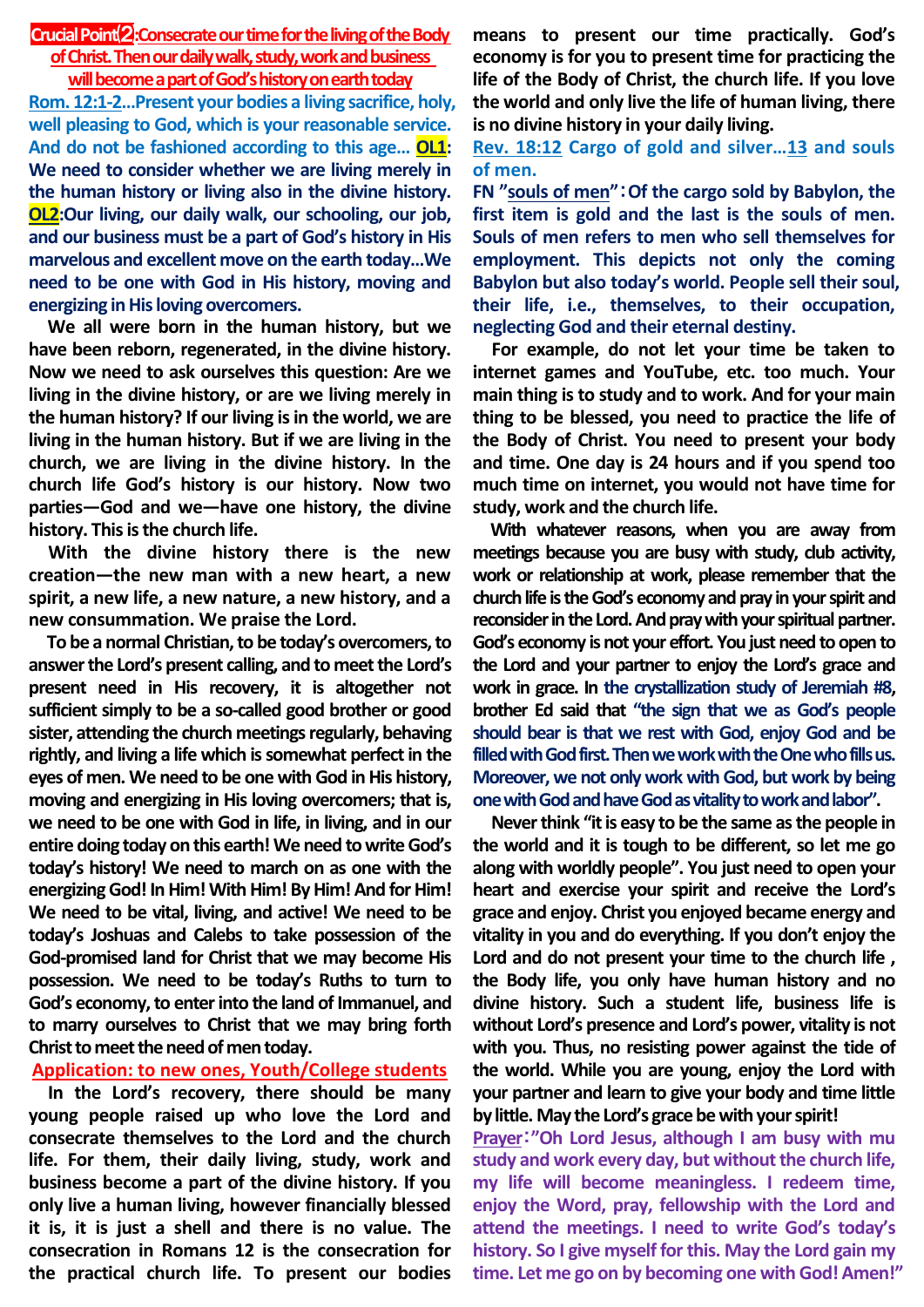## Crucial Point②: Consecrate our time for the living of the Body of Christ. Then our daily walk, study, work and business will become a part of God's history on earth today

**Rom. 12:1-2…Present your bodies a living sacrifice, holy, well pleasing to God, which is your reasonable service. And do not be fashioned according to this age… OL1: We need to consider whether we are living merely in the human history or living also in the divine history. OL2: Our living, our daily walk, our schooling, our job, and our business must be a part of God's history in His marvelous and excellent move on the earth today…We need to be one with God in His history, moving and energizing in His loving overcomers.**

We all were born in the human history, but we have been reborn, regenerated, in the divine history. Now we need to ask ourselves this question: Are we living in the divine history, or are we living merely in the human history? If our living is in the world, we are living in the human history. But if we are living in the church, we are living in the divine history. In the church life God's history is our history. Now two parties—God and we—have one history, the divine history. This is the church life.

With the divine history there is the new creation—the new man with a new heart, a new spirit, a new life, a new nature, a new history, and a new consummation. We praise the Lord.

To be a normal Christian, to be today's overcomers, to answer the Lord's present calling, and to meet the Lord's present need in His recovery, it is altogether not sufficient simply to be a so-called good brother or good sister, attending the church meetings regularly, behaving rightly, and living a life which is somewhat perfect in the eyes of men. We need to be one with God in His history, moving and energizing in His loving overcomers; that is, we need to be one with God in life, in living, and in our entire doing today on this earth! We need to write God's today's history! We need to march on as one with the energizing God! In Him! With Him! By Him! And for Him! We need to be vital, living, and active! We need to be today's Joshuas and Calebs to take possession of the God-promised land for Christ that we may become His possession. We need to be today's Ruths to turn to God's economy, to enter into the land of Immanuel, and to marry ourselves to Christ that we may bring forth Christ to meet the need of men today.

### Application: to new ones, Youth/College students

In the Lord's recovery, there should be many young people raised up who love the Lord and consecrate themselves to the Lord and the church life. For them, their daily living, study, work and business become a part of the divine history. If you only live a human living, however financially blessed it is, it is just a shell and there is no value. The consecration in Romans 12 is the consecration for the practical church life. To present our bodies means to present our time practically. God's economy is for you to present time for practicing the life of the Body of Christ, the church life. If you love the world and only live the life of human living, there is no divine history in your daily living.

**Rev. 18:12 Cargo of gold and silver…13 and souls of men.**

**FN "souls of men": Of the cargo sold by Babylon, the first item is gold and the last is the souls of men. Souls of men refers to men who sell themselves for employment. This depicts not only the coming Babylon but also today's world. People sell their soul, their life, i.e., themselves, to their occupation, neglecting God and their eternal destiny.**

For example, do not let your time be taken to internet games and YouTube, etc. too much. Your main thing is to study and to work. And for your main thing to be blessed, you need to practice the life of the Body of Christ. You need to present your body and time. One day is 24 hours and if you spend too much time on internet, you would not have time for study, work and the church life.

With whatever reasons, when you are away from meetings because you are busy with study, club activity, work or relationship at work, please remember that the church life is the God's economy and pray in your spirit and reconsider in the Lord. And pray with your spiritual partner. God's economy is not your effort. You just need to open to the Lord and your partner to enjoy the Lord's grace and work in grace. In the crystallization study of Jeremiah #8, brother Ed said that **"the sign that we as God's people should bear is that we rest with God, enjoy God and be filled with God first. Then we work with the One who fills us. Moreover, we not only work with God, but work by being one with God and have God as vitality to work and labor".**

Never think "it is easy to be the same as the people in the world and it is tough to be different, so let me go along with worldly people". You just need to open your heart and exercise your spirit and receive the Lord's grace and enjoy. Christ you enjoyed became energy and vitality in you and do everything. If you don't enjoy the Lord and do not present your time to the church life, the Body life, you only have human history and no divine history. Such a student life, business life is without Lord's presence and Lord's power, vitality is not with you. Thus, no resisting power against the tide of the world. While you are young, enjoy the Lord with your partner and learn to give your body and time little by little. May the Lord's grace be with your spirit!

**Prayer: "Oh Lord Jesus, although I am busy with mu study and work every day, but without the church life, my life will become meaningless. I redeem time, enjoy the Word, pray, fellowship with the Lord and attend the meetings. I need to write God's today's history. So I give myself for this. May the Lord gain my time. Let me go on by becoming one with God! Amen!"**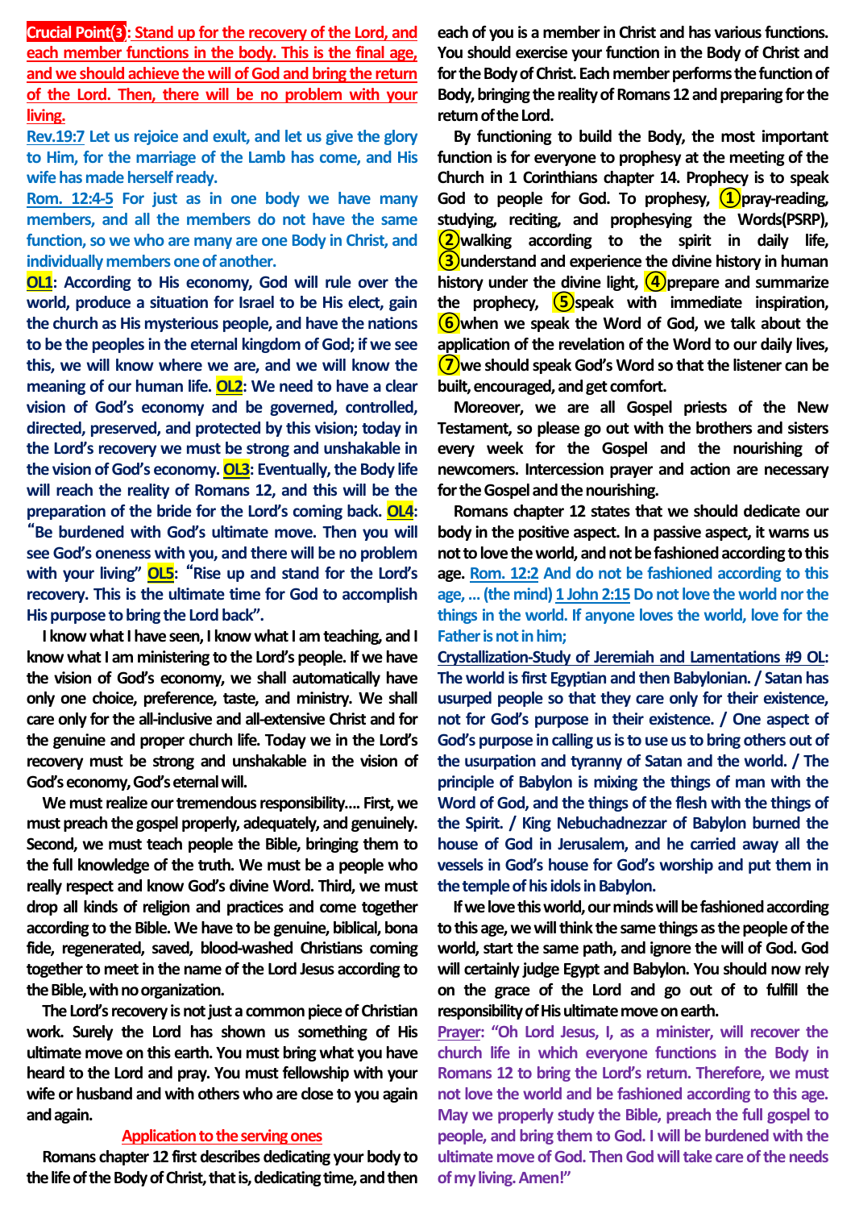**Crucial Point③: Stand up for the recovery of the Lord, and each member functions in the body. This is the final age, and we should achieve the will of God and bring the return of the Lord. Then, there will be no problem with your living.**

**Rev.19:7 Let us rejoice and exult, and let us give the glory to Him, for the marriage of the Lamb has come, and His wife has made herself ready.**

**Rom. 12:4-5 For just as in one body we have many members, and all the members do not have the same function, so we who are many are one Body in Christ, and individually members one of another.**

**OL1: According to His economy, God will rule over the world, produce a situation for Israel to be His elect, gain the church as His mysterious people, and have the nations to be the peoples in the eternal kingdom of God; if we see this, we will know where we are, and we will know the meaning of our human life. OL2: We need to have a clear vision of God's economy and be governed, controlled, directed, preserved, and protected by this vision; today in the Lord's recovery we must be strong and unshakable in the vision of God's economy. OL3: Eventually, the Body life will reach the reality of Romans 12, and this will be the preparation of the bride for the Lord's coming back. OL4: "Be burdened with God's ultimate move. Then you will see God's oneness with you, and there will be no problem with your living" OL5: "Rise up and stand for the Lord's recovery. This is the ultimate time for God to accomplish His purpose to bring the Lord back".**

I know what I have seen, I know what I am teaching, and I know what I am ministering to the Lord's people. If we have the vision of God's economy, we shall automatically have only one choice, preference, taste, and ministry. We shall care only for the all-inclusive and all-extensive Christ and for the genuine and proper church life. Today we in the Lord's recovery must be strong and unshakable in the vision of God's economy, God's eternal will.

We must realize our tremendous responsibility.... First, we must preach the gospel properly, adequately, and genuinely. Second, we must teach people the Bible, bringing them to the full knowledge of the truth. We must be a people who really respect and know God's divine Word. Third, we must drop all kinds of religion and practices and come together according to the Bible. We have to be genuine, biblical, bona fide, regenerated, saved, blood-washed Christians coming together to meet in the name of the Lord Jesus according to the Bible, with no organization.

The Lord's recovery is not just a common piece of Christian work. Surely the Lord has shown us something of His ultimate move on this earth. You must bring what you have heard to the Lord and pray. You must fellowship with your wife or husband and with others who are close to you again and again.

## Application to the serving ones

Romans chapter 12 first describes dedicating your body to the life of the Body of Christ, that is, dedicating time, and then each of you is a member in Christ and has various functions. You should exercise your function in the Body of Christ and for the Body of Christ. Each member performs the function of Body, bringing the reality of Romans 12 and preparing for the return of the Lord.

By functioning to build the Body, the most important function is for everyone to prophesy at the meeting of the Church in 1 Corinthians chapter 14. Prophecy is to speak God to people for God. To prophesy, ①pray-reading, studying, reciting, and prophesying the Words(PSRP), ②walking according to the spirit in daily life, ③understand and experience the divine history in human history under the divine light, ④prepare and summarize the prophecy, ⑤speak with immediate inspiration, ⑥when we speak the Word of God, we talk about the application of the revelation of the Word to our daily lives, ⑦we should speak God's Word so that the listener can be built, encouraged, and get comfort.

Moreover, we are all Gospel priests of the New Testament, so please go out with the brothers and sisters every week for the Gospel and the nourishing of newcomers. Intercession prayer and action are necessary for the Gospel and the nourishing.

Romans chapter 12 states that we should dedicate our body in the positive aspect. In a passive aspect, it warns us not to love the world, and not be fashioned according to this age. **Rom. 12:2 And do not be fashioned according to this age, ... (the mind) 1 John 2:15 Do not love the world nor the things in the world. If anyone loves the world, love for the Father is not in him;**

**Crystallization-Study of Jeremiah and Lamentations #9 OL: The world is first Egyptian and then Babylonian. / Satan has usurped people so that they care only for their existence, not for God's purpose in their existence. / One aspect of God's purpose in calling us is to use us to bring others out of the usurpation and tyranny of Satan and the world. / The principle of Babylon is mixing the things of man with the Word of God, and the things of the flesh with the things of the Spirit. / King Nebuchadnezzar of Babylon burned the house of God in Jerusalem, and he carried away all the vessels in God's house for God's worship and put them in the temple of his idols in Babylon.**

If we love this world, our minds will be fashioned according to this age, we will think the same things as the people of the world, start the same path, and ignore the will of God. God will certainly judge Egypt and Babylon. You should now rely on the grace of the Lord and go out of to fulfill the responsibility of His ultimate move on earth.

**Prayer: "Oh Lord Jesus, I, as a minister, will recover the church life in which everyone functions in the Body in Romans 12 to bring the Lord's return. Therefore, we must not love the world and be fashioned according to this age. May we properly study the Bible, preach the full gospel to people, and bring them to God. I will be burdened with the ultimate move of God. Then God will take care of the needs of my living. Amen!"**